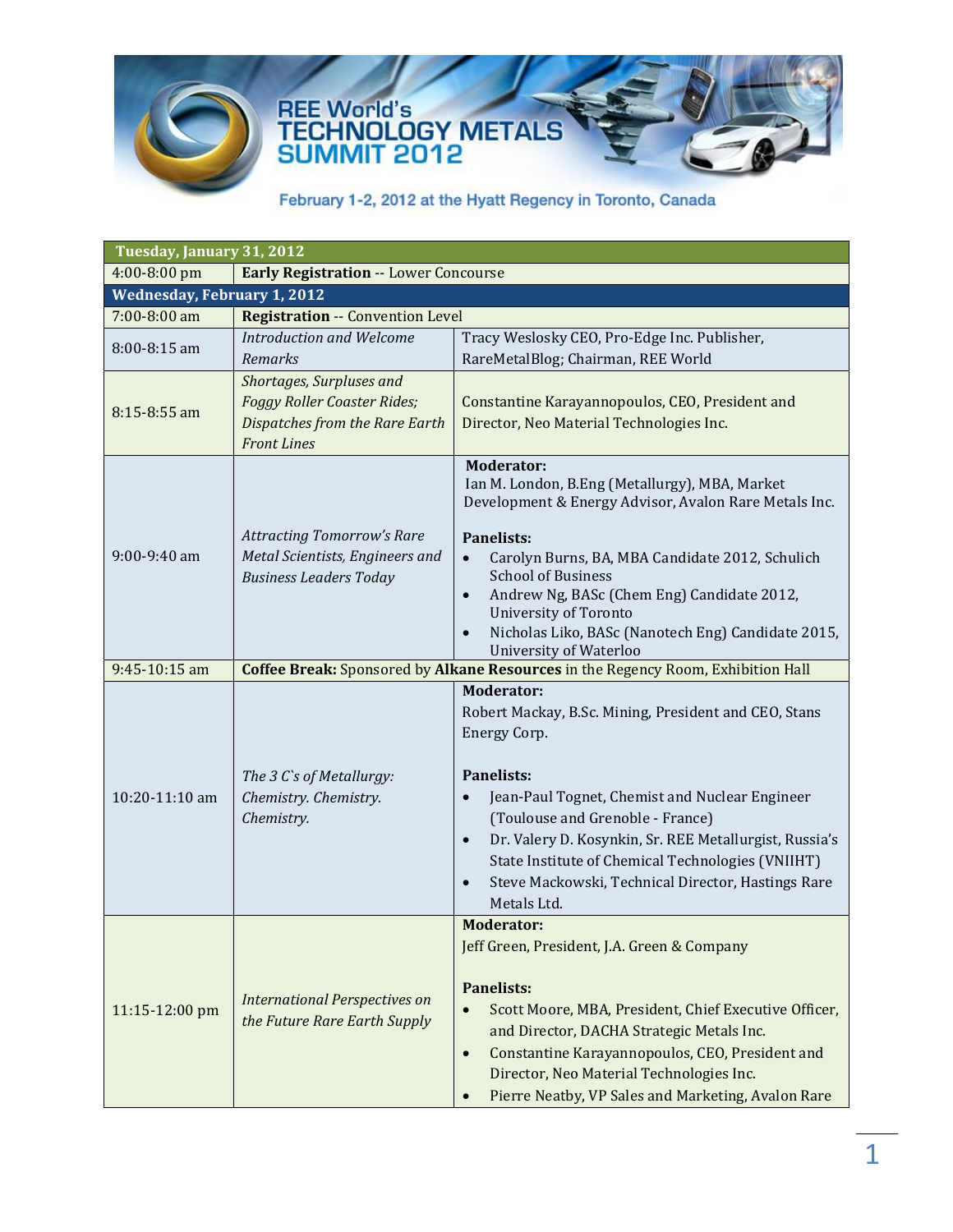# REE World's TECHNOLOGY METALS SUMMIT 2012

February 1-2, 2012 at the Hyatt Regency in Toronto, Canada

| **Tuesday, January 31, 2012** | | |
|---|---|---|
| 4:00-8:00 pm | **Early Registration** -- Lower Concourse | |
| **Wednesday, February 1, 2012** | | |
| 7:00-8:00 am | **Registration** -- Convention Level | |
| 8:00-8:15 am | *Introduction and Welcome Remarks* | Tracy Weslosky CEO, Pro-Edge Inc. Publisher, RareMetalBlog; Chairman, REE World |
| 8:15-8:55 am | *Shortages, Surpluses and Foggy Roller Coaster Rides; Dispatches from the Rare Earth Front Lines* | Constantine Karayannopoulos, CEO, President and Director, Neo Material Technologies Inc. |
| 9:00-9:40 am | *Attracting Tomorrow's Rare Metal Scientists, Engineers and Business Leaders Today* | **Moderator:** Ian M. London, B.Eng (Metallurgy), MBA, Market Development & Energy Advisor, Avalon Rare Metals Inc. **Panelists:** • Carolyn Burns, BA, MBA Candidate 2012, Schulich School of Business • Andrew Ng, BASc (Chem Eng) Candidate 2012, University of Toronto • Nicholas Liko, BASc (Nanotech Eng) Candidate 2015, University of Waterloo |
| 9:45-10:15 am | **Coffee Break:** Sponsored by **Alkane Resources** in the Regency Room, Exhibition Hall | |
| 10:20-11:10 am | *The 3 C`s of Metallurgy: Chemistry. Chemistry. Chemistry.* | **Moderator:** Robert Mackay, B.Sc. Mining, President and CEO, Stans Energy Corp. **Panelists:** • Jean-Paul Tognet, Chemist and Nuclear Engineer (Toulouse and Grenoble - France) • Dr. Valery D. Kosynkin, Sr. REE Metallurgist, Russia's State Institute of Chemical Technologies (VNIIHT) • Steve Mackowski, Technical Director, Hastings Rare Metals Ltd. |
| 11:15-12:00 pm | *International Perspectives on the Future Rare Earth Supply* | **Moderator:** Jeff Green, President, J.A. Green & Company **Panelists:** • Scott Moore, MBA, President, Chief Executive Officer, and Director, DACHA Strategic Metals Inc. • Constantine Karayannopoulos, CEO, President and Director, Neo Material Technologies Inc. • Pierre Neatby, VP Sales and Marketing, Avalon Rare |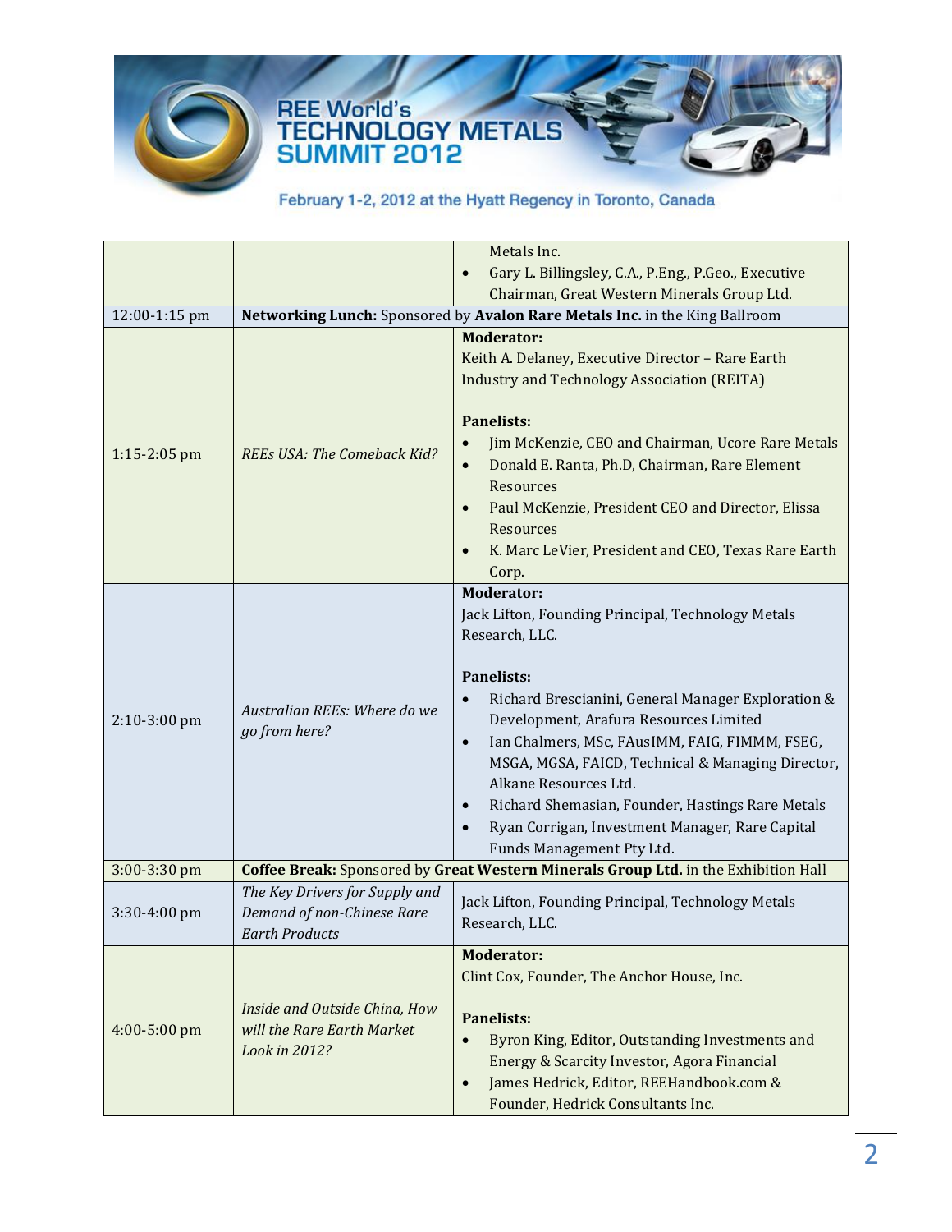| | | |
|---|---|---|
| | | Metals Inc.<br>• Gary L. Billingsley, C.A., P.Eng., P.Geo., Executive Chairman, Great Western Minerals Group Ltd. |
| 12:00-1:15 pm | **Networking Lunch:** Sponsored by **Avalon Rare Metals Inc.** in the King Ballroom | |
| 1:15-2:05 pm | *REEs USA: The Comeback Kid?* | **Moderator:**<br>Keith A. Delaney, Executive Director – Rare Earth Industry and Technology Association (REITA)<br><br>**Panelists:**<br>• Jim McKenzie, CEO and Chairman, Ucore Rare Metals<br>• Donald E. Ranta, Ph.D, Chairman, Rare Element Resources<br>• Paul McKenzie, President CEO and Director, Elissa Resources<br>• K. Marc LeVier, President and CEO, Texas Rare Earth Corp. |
| 2:10-3:00 pm | *Australian REEs: Where do we go from here?* | **Moderator:**<br>Jack Lifton, Founding Principal, Technology Metals Research, LLC.<br><br>**Panelists:**<br>• Richard Brescianini, General Manager Exploration & Development, Arafura Resources Limited<br>• Ian Chalmers, MSc, FAusIMM, FAIG, FIMMM, FSEG, MSGA, MGSA, FAICD, Technical & Managing Director, Alkane Resources Ltd.<br>• Richard Shemasian, Founder, Hastings Rare Metals<br>• Ryan Corrigan, Investment Manager, Rare Capital Funds Management Pty Ltd. |
| 3:00-3:30 pm | **Coffee Break:** Sponsored by **Great Western Minerals Group Ltd.** in the Exhibition Hall | |
| 3:30-4:00 pm | *The Key Drivers for Supply and Demand of non-Chinese Rare Earth Products* | Jack Lifton, Founding Principal, Technology Metals Research, LLC. |
| 4:00-5:00 pm | *Inside and Outside China, How will the Rare Earth Market Look in 2012?* | **Moderator:**<br>Clint Cox, Founder, The Anchor House, Inc.<br><br>**Panelists:**<br>• Byron King, Editor, Outstanding Investments and Energy & Scarcity Investor, Agora Financial<br>• James Hedrick, Editor, REEHandbook.com & Founder, Hedrick Consultants Inc. |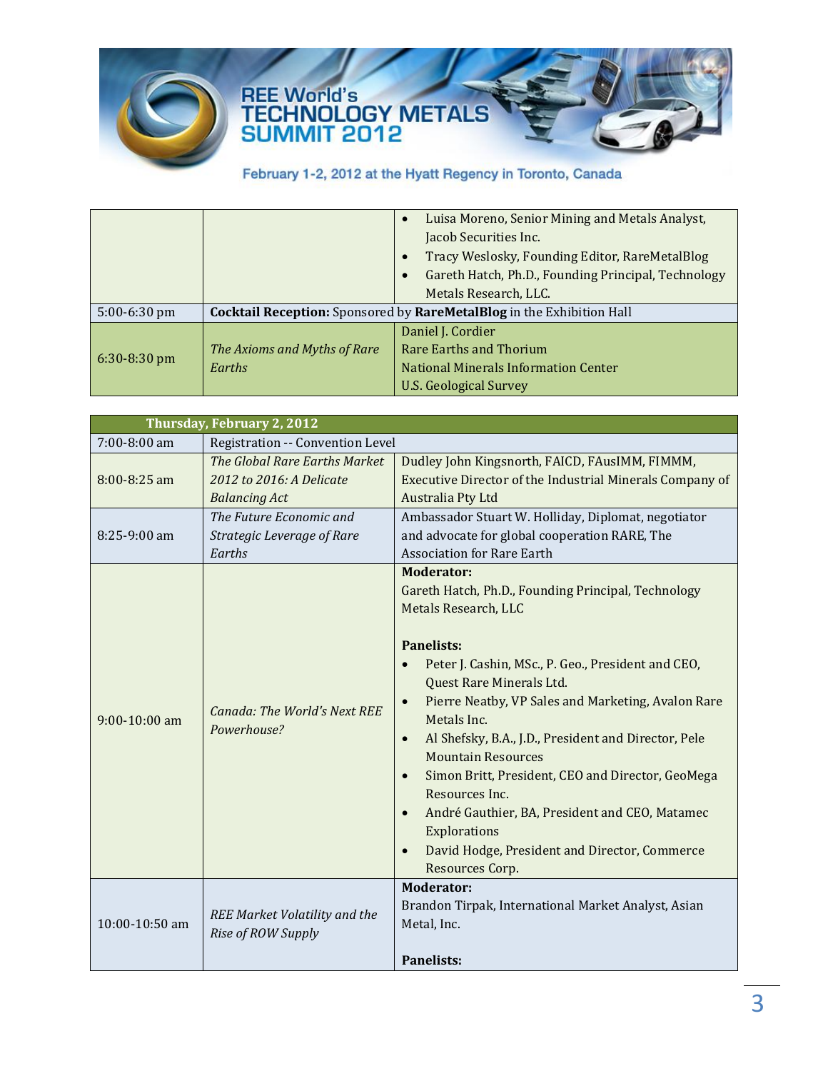# REE World's TECHNOLOGY METALS SUMMIT 2012

February 1-2, 2012 at the Hyatt Regency in Toronto, Canada

| | | |
|---|---|---|
| | | • Luisa Moreno, Senior Mining and Metals Analyst, Jacob Securities Inc.<br>• Tracy Weslosky, Founding Editor, RareMetalBlog<br>• Gareth Hatch, Ph.D., Founding Principal, Technology Metals Research, LLC. |
| 5:00-6:30 pm | **Cocktail Reception:** Sponsored by **RareMetalBlog** in the Exhibition Hall | |
| 6:30-8:30 pm | *The Axioms and Myths of Rare Earths* | Daniel J. Cordier<br>Rare Earths and Thorium<br>National Minerals Information Center<br>U.S. Geological Survey |

| **Thursday, February 2, 2012** | | |
|---|---|---|
| 7:00-8:00 am | Registration -- Convention Level | |
| 8:00-8:25 am | *The Global Rare Earths Market 2012 to 2016: A Delicate Balancing Act* | Dudley John Kingsnorth, FAICD, FAusIMM, FIMMM, Executive Director of the Industrial Minerals Company of Australia Pty Ltd |
| 8:25-9:00 am | *The Future Economic and Strategic Leverage of Rare Earths* | Ambassador Stuart W. Holliday, Diplomat, negotiator and advocate for global cooperation RARE, The Association for Rare Earth |
| 9:00-10:00 am | *Canada: The World's Next REE Powerhouse?* | **Moderator:**<br>Gareth Hatch, Ph.D., Founding Principal, Technology Metals Research, LLC<br><br>**Panelists:**<br>• Peter J. Cashin, MSc., P. Geo., President and CEO, Quest Rare Minerals Ltd.<br>• Pierre Neatby, VP Sales and Marketing, Avalon Rare Metals Inc.<br>• Al Shefsky, B.A., J.D., President and Director, Pele Mountain Resources<br>• Simon Britt, President, CEO and Director, GeoMega Resources Inc.<br>• André Gauthier, BA, President and CEO, Matamec Explorations<br>• David Hodge, President and Director, Commerce Resources Corp. |
| 10:00-10:50 am | *REE Market Volatility and the Rise of ROW Supply* | **Moderator:**<br>Brandon Tirpak, International Market Analyst, Asian Metal, Inc.<br><br>**Panelists:** |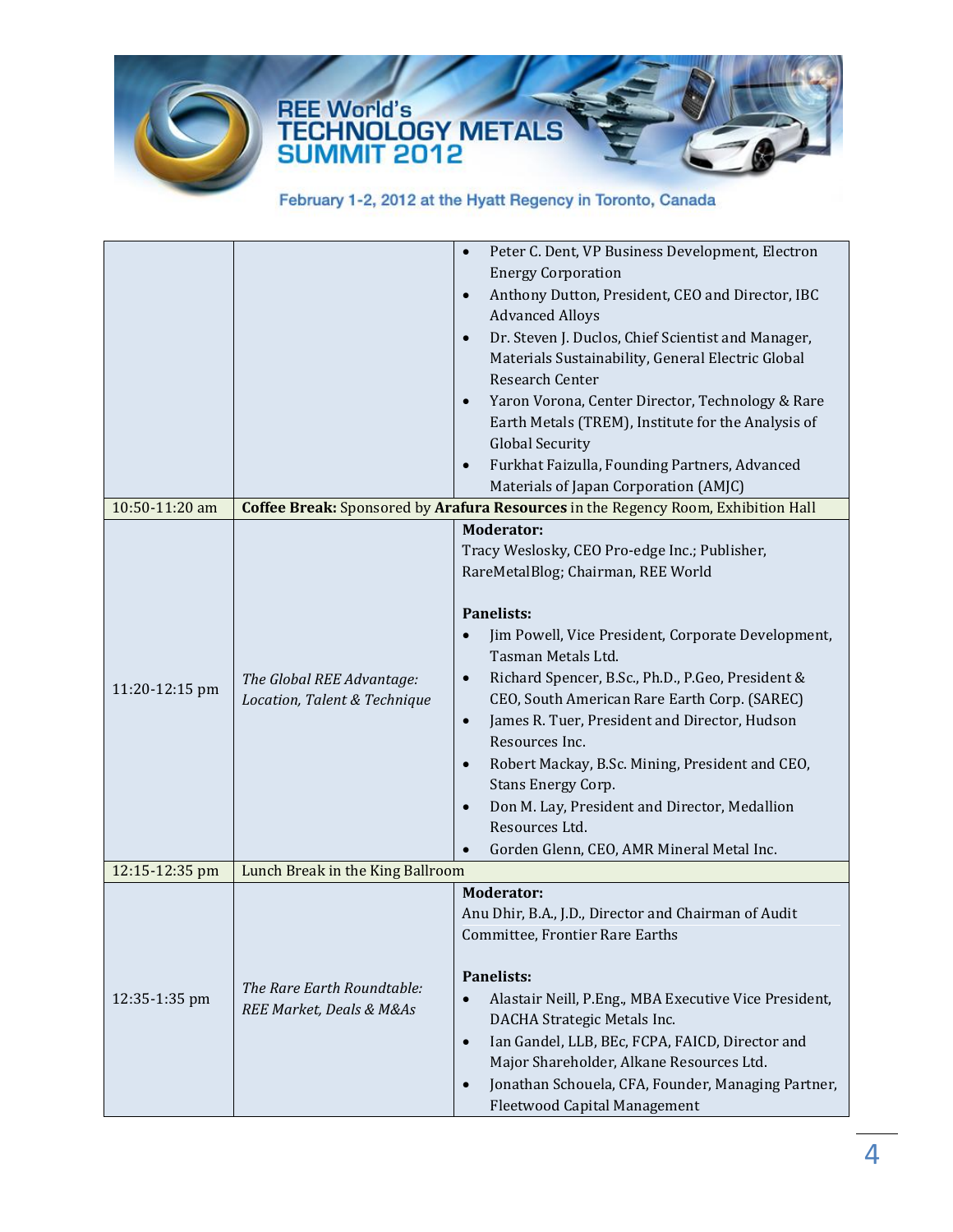| | | |
|---|---|---|
| | | • Peter C. Dent, VP Business Development, Electron Energy Corporation<br>• Anthony Dutton, President, CEO and Director, IBC Advanced Alloys<br>• Dr. Steven J. Duclos, Chief Scientist and Manager, Materials Sustainability, General Electric Global Research Center<br>• Yaron Vorona, Center Director, Technology & Rare Earth Metals (TREM), Institute for the Analysis of Global Security<br>• Furkhat Faizulla, Founding Partners, Advanced Materials of Japan Corporation (AMJC) |
| 10:50-11:20 am | **Coffee Break:** Sponsored by **Arafura Resources** in the Regency Room, Exhibition Hall | |
| 11:20-12:15 pm | *The Global REE Advantage: Location, Talent & Technique* | **Moderator:**<br>Tracy Weslosky, CEO Pro-edge Inc.; Publisher, RareMetalBlog; Chairman, REE World<br><br>**Panelists:**<br>• Jim Powell, Vice President, Corporate Development, Tasman Metals Ltd.<br>• Richard Spencer, B.Sc., Ph.D., P.Geo, President & CEO, South American Rare Earth Corp. (SAREC)<br>• James R. Tuer, President and Director, Hudson Resources Inc.<br>• Robert Mackay, B.Sc. Mining, President and CEO, Stans Energy Corp.<br>• Don M. Lay, President and Director, Medallion Resources Ltd.<br>• Gorden Glenn, CEO, AMR Mineral Metal Inc. |
| 12:15-12:35 pm | Lunch Break in the King Ballroom | |
| 12:35-1:35 pm | *The Rare Earth Roundtable: REE Market, Deals & M&As* | **Moderator:**<br>Anu Dhir, B.A., J.D., Director and Chairman of Audit Committee, Frontier Rare Earths<br><br>**Panelists:**<br>• Alastair Neill, P.Eng., MBA Executive Vice President, DACHA Strategic Metals Inc.<br>• Ian Gandel, LLB, BEc, FCPA, FAICD, Director and Major Shareholder, Alkane Resources Ltd.<br>• Jonathan Schouela, CFA, Founder, Managing Partner, Fleetwood Capital Management |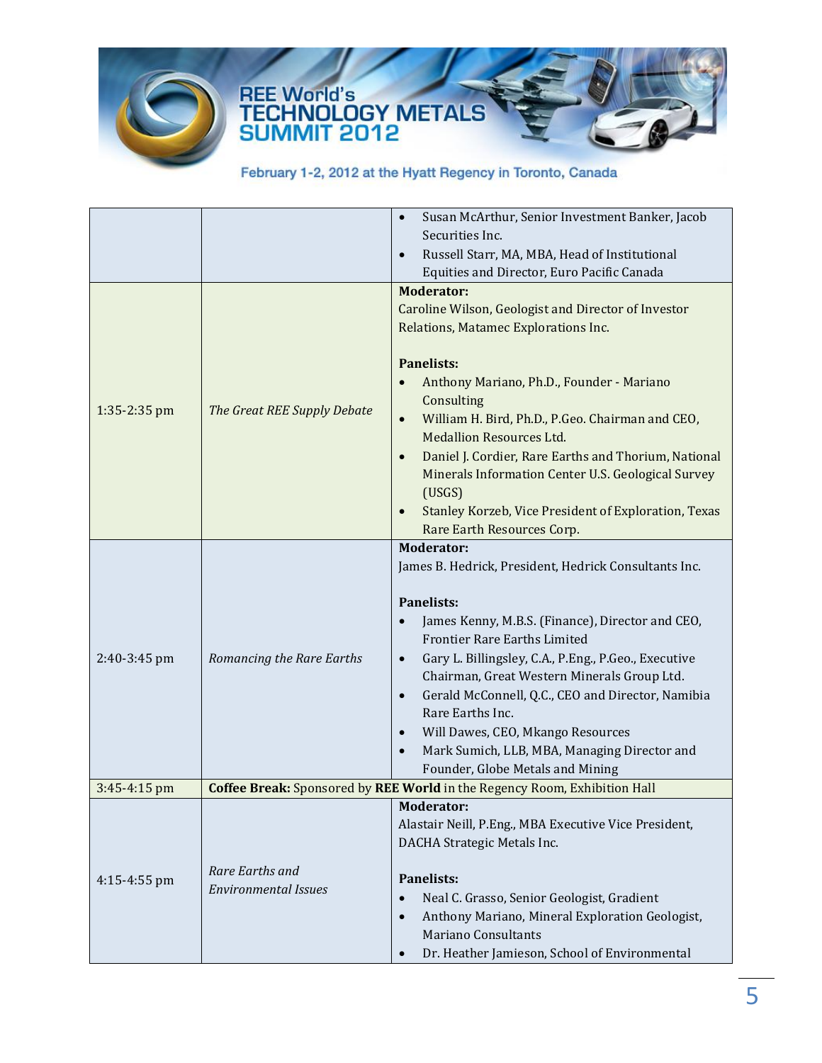REE World's TECHNOLOGY METALS SUMMIT 2012

February 1-2, 2012 at the Hyatt Regency in Toronto, Canada

| | | |
|---|---|---|
| | | • Susan McArthur, Senior Investment Banker, Jacob Securities Inc.<br>• Russell Starr, MA, MBA, Head of Institutional Equities and Director, Euro Pacific Canada |
| 1:35-2:35 pm | *The Great REE Supply Debate* | **Moderator:**<br>Caroline Wilson, Geologist and Director of Investor Relations, Matamec Explorations Inc.<br><br>**Panelists:**<br>• Anthony Mariano, Ph.D., Founder - Mariano Consulting<br>• William H. Bird, Ph.D., P.Geo. Chairman and CEO, Medallion Resources Ltd.<br>• Daniel J. Cordier, Rare Earths and Thorium, National Minerals Information Center U.S. Geological Survey (USGS)<br>• Stanley Korzeb, Vice President of Exploration, Texas Rare Earth Resources Corp. |
| 2:40-3:45 pm | *Romancing the Rare Earths* | **Moderator:**<br>James B. Hedrick, President, Hedrick Consultants Inc.<br><br>**Panelists:**<br>• James Kenny, M.B.S. (Finance), Director and CEO, Frontier Rare Earths Limited<br>• Gary L. Billingsley, C.A., P.Eng., P.Geo., Executive Chairman, Great Western Minerals Group Ltd.<br>• Gerald McConnell, Q.C., CEO and Director, Namibia Rare Earths Inc.<br>• Will Dawes, CEO, Mkango Resources<br>• Mark Sumich, LLB, MBA, Managing Director and Founder, Globe Metals and Mining |
| 3:45-4:15 pm | **Coffee Break:** Sponsored by **REE World** in the Regency Room, Exhibition Hall | |
| 4:15-4:55 pm | *Rare Earths and Environmental Issues* | **Moderator:**<br>Alastair Neill, P.Eng., MBA Executive Vice President, DACHA Strategic Metals Inc.<br><br>**Panelists:**<br>• Neal C. Grasso, Senior Geologist, Gradient<br>• Anthony Mariano, Mineral Exploration Geologist, Mariano Consultants<br>• Dr. Heather Jamieson, School of Environmental |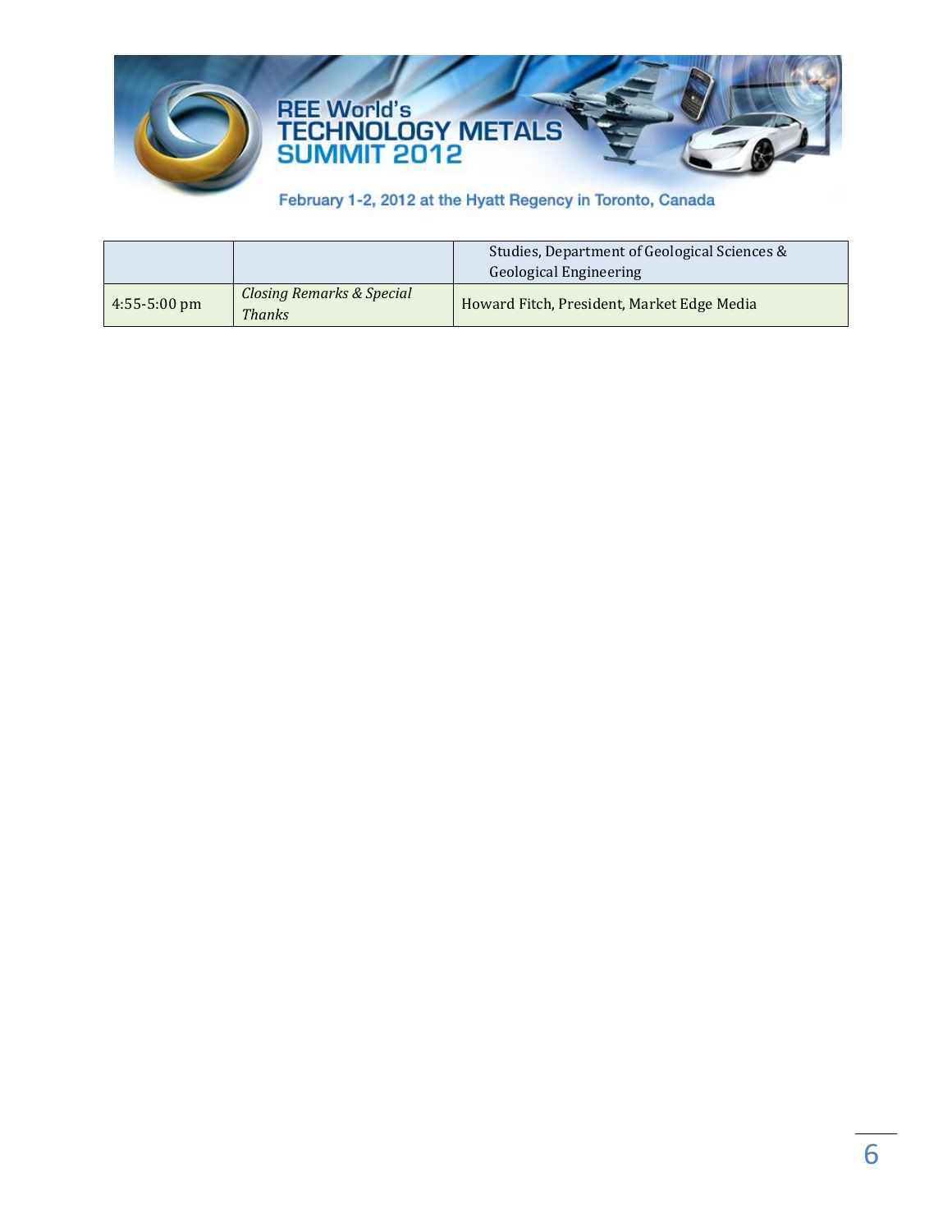REE World's TECHNOLOGY METALS SUMMIT 2012

February 1-2, 2012 at the Hyatt Regency in Toronto, Canada

| | | |
|---|---|---|
| | | Studies, Department of Geological Sciences & Geological Engineering |
| 4:55-5:00 pm | *Closing Remarks & Special Thanks* | Howard Fitch, President, Market Edge Media |